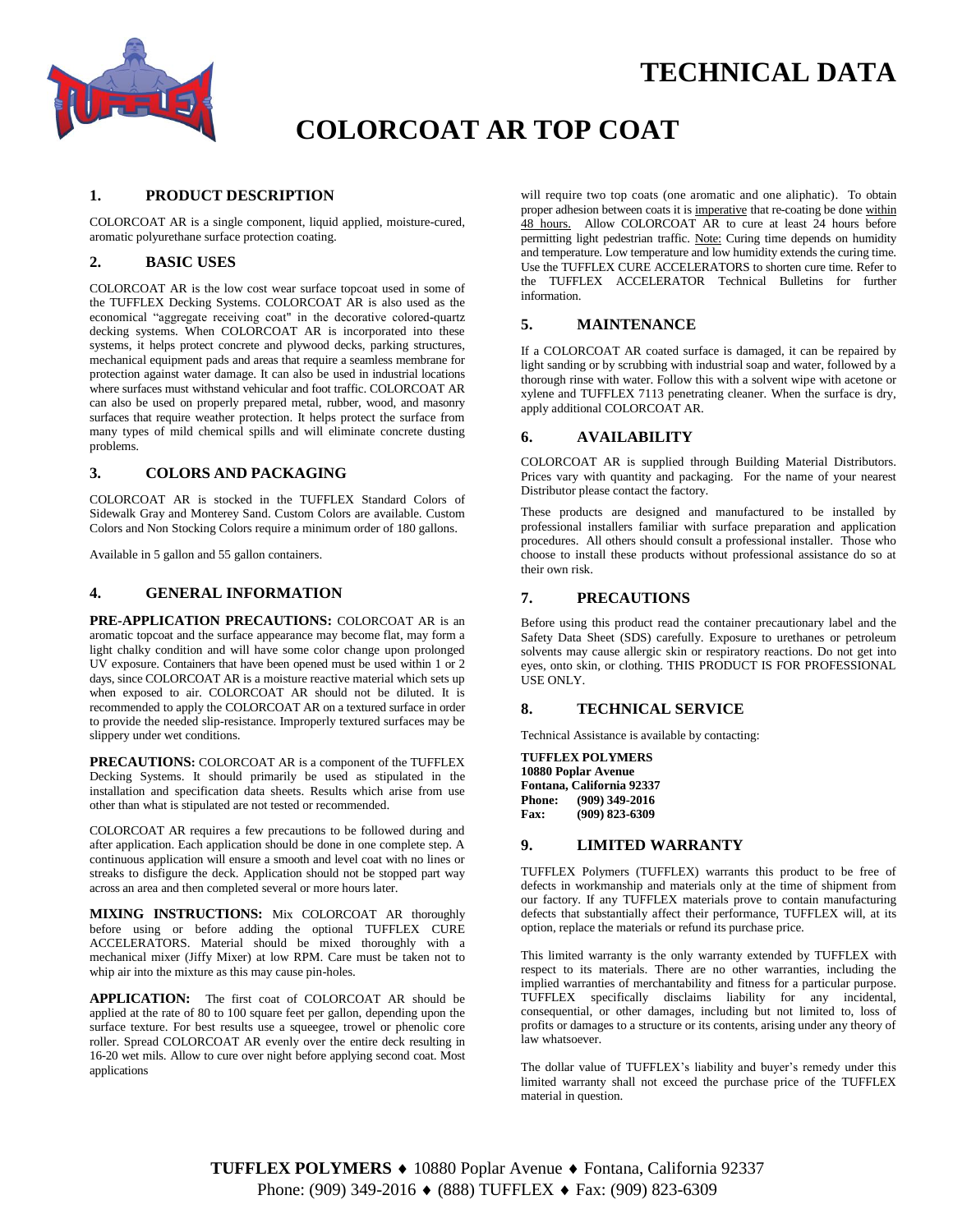# TECHNICAL DATA

# COLORCOAT AR TOP COAT

## 1. PRODUCT DESCRIPTION

COLORCOAT AR is a single component, liquid applied, moisture-cured, aromatic polyurethane surface protection coating.

## 2. BASIC USES

COLORCOAT AR is the low cost wear surface topcoat used in some of the TUFFLEX Decking Systems. COLORCOAT AR is also used as the economical "aggregate receiving coat" in the decorative colored-quartz decking systems. When COLORCOAT AR is incorporated into these systems, it helps protect concrete and plywood decks, parking structures, mechanical equipment pads and areas that require a seamless membrane for protection against water damage. It can also be used in industrial locations where surfaces must withstand vehicular and foot traffic. COLORCOAT AR can also be used on properly prepared metal, rubber, wood, and masonry surfaces that require weather protection. It helps protect the surface from many types of mild chemical spills and will eliminate concrete dusting problems.

## 3. COLORS AND PACKAGING

COLORCOAT AR is stocked in the TUFFLEX Standard Colors of Sidewalk Gray and Monterey Sand. Custom Colors are available. Custom Colors and Non Stocking Colors require a minimum order of 180 gallons.

Available in 5 gallon and 55 gallon containers.

## 4. GENERAL INFORMATION

**PRE-APPLICATION PRECAUTIONS:** COLORCOAT AR is an aromatic topcoat and the surface appearance may become flat, may form a light chalky condition and will have some color change upon prolonged UV exposure. Containers that have been opened must be used within 1 or 2 days, since COLORCOAT AR is a moisture reactive material which sets up when exposed to air. COLORCOAT AR should not be diluted. It is recommended to apply the COLORCOAT AR on a textured surface in order to provide the needed slip-resistance. Improperly textured surfaces may be slippery under wet conditions.

**PRECAUTIONS:** COLORCOAT AR is a component of the TUFFLEX Decking Systems. It should primarily be used as stipulated in the installation and specification data sheets. Results which arise from use other than what is stipulated are not tested or recommended.

COLORCOAT AR requires a few precautions to be followed during and after application. Each application should be done in one complete step. A continuous application will ensure a smooth and level coat with no lines or streaks to disfigure the deck. Application should not be stopped part way across an area and then completed several or more hours later.

**MIXING INSTRUCTIONS:** Mix COLORCOAT AR thoroughly before using or before adding the optional TUFFLEX CURE ACCELERATORS. Material should be mixed thoroughly with a mechanical mixer (Jiffy Mixer) at low RPM. Care must be taken not to whip air into the mixture as this may cause pin-holes.

**APPLICATION:** The first coat of COLORCOAT AR should be applied at the rate of 80 to 100 square feet per gallon, depending upon the surface texture. For best results use a squeegee, trowel or phenolic core roller. Spread COLORCOAT AR evenly over the entire deck resulting in 16-20 wet mils. Allow to cure over night before applying second coat. Most applications will require two top coats (one aromatic and one aliphatic). To obtain proper adhesion between coats it is imperative that re-coating be done within 48 hours. Allow COLORCOAT AR to cure at least 24 hours before permitting light pedestrian traffic. Note: Curing time depends on humidity and temperature. Low temperature and low humidity extends the curing time. Use the TUFFLEX CURE ACCELERATORS to shorten cure time. Refer to the TUFFLEX ACCELERATOR Technical Bulletins for further information.

## 5. MAINTENANCE

If a COLORCOAT AR coated surface is damaged, it can be repaired by light sanding or by scrubbing with industrial soap and water, followed by a thorough rinse with water. Follow this with a solvent wipe with acetone or xylene and TUFFLEX 7113 penetrating cleaner. When the surface is dry, apply additional COLORCOAT AR.

## 6. AVAILABILITY

COLORCOAT AR is supplied through Building Material Distributors. Prices vary with quantity and packaging. For the name of your nearest Distributor please contact the factory.

These products are designed and manufactured to be installed by professional installers familiar with surface preparation and application procedures. All others should consult a professional installer. Those who choose to install these products without professional assistance do so at their own risk.

## 7. PRECAUTIONS

Before using this product read the container precautionary label and the Safety Data Sheet (SDS) carefully. Exposure to urethanes or petroleum solvents may cause allergic skin or respiratory reactions. Do not get into eyes, onto skin, or clothing. THIS PRODUCT IS FOR PROFESSIONAL USE ONLY.

## 8. TECHNICAL SERVICE

Technical Assistance is available by contacting:

**TUFFLEX POLYMERS**
**10880 Poplar Avenue**
**Fontana, California 92337**
**Phone: (909) 349-2016**
**Fax: (909) 823-6309**

## 9. LIMITED WARRANTY

TUFFLEX Polymers (TUFFLEX) warrants this product to be free of defects in workmanship and materials only at the time of shipment from our factory. If any TUFFLEX materials prove to contain manufacturing defects that substantially affect their performance, TUFFLEX will, at its option, replace the materials or refund its purchase price.

This limited warranty is the only warranty extended by TUFFLEX with respect to its materials. There are no other warranties, including the implied warranties of merchantability and fitness for a particular purpose. TUFFLEX specifically disclaims liability for any incidental, consequential, or other damages, including but not limited to, loss of profits or damages to a structure or its contents, arising under any theory of law whatsoever.

The dollar value of TUFFLEX's liability and buyer's remedy under this limited warranty shall not exceed the purchase price of the TUFFLEX material in question.

**TUFFLEX POLYMERS** ♦ 10880 Poplar Avenue ♦ Fontana, California 92337
Phone: (909) 349-2016 ♦ (888) TUFFLEX ♦ Fax: (909) 823-6309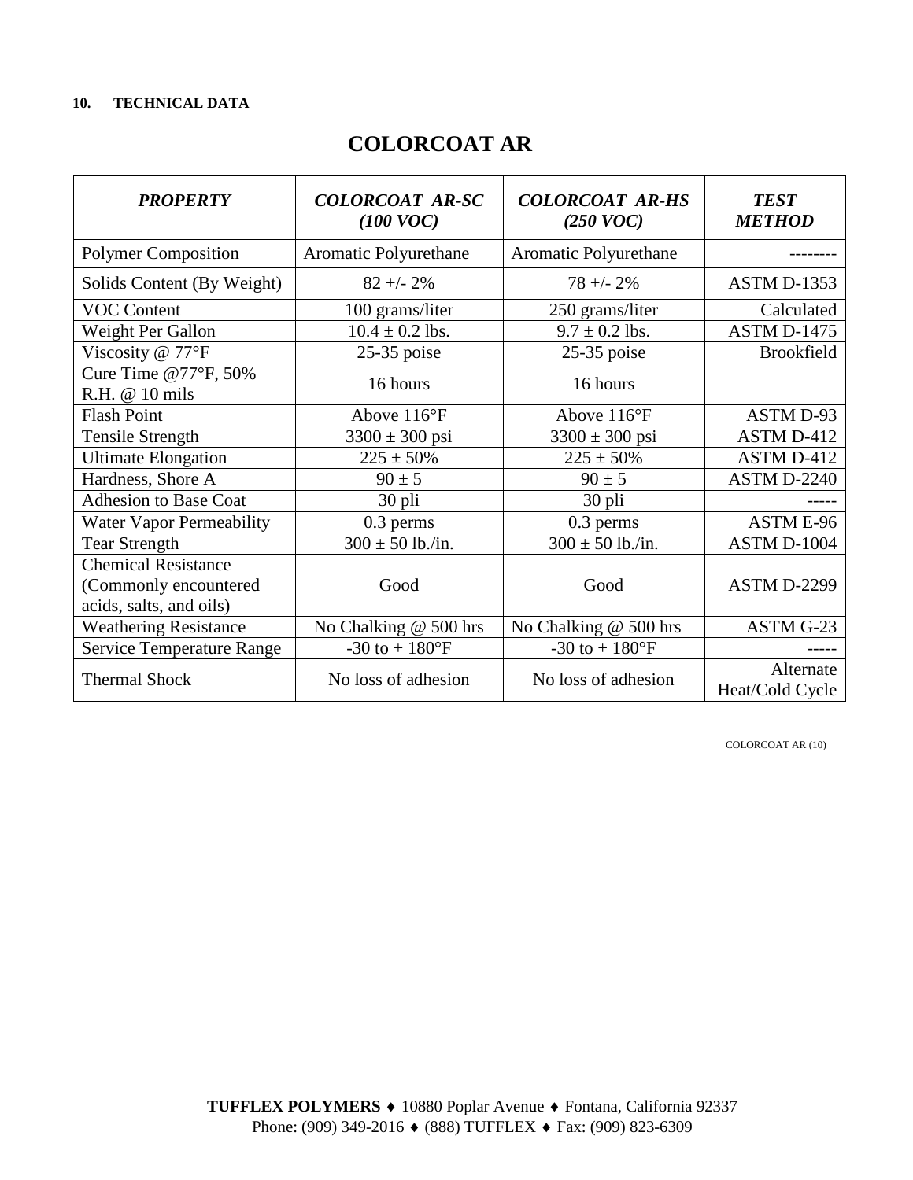**10. TECHNICAL DATA**

# COLORCOAT AR

| *PROPERTY* | *COLORCOAT AR-SC (100 VOC)* | *COLORCOAT AR-HS (250 VOC)* | *TEST METHOD* |
|---|---|---|---|
| Polymer Composition | Aromatic Polyurethane | Aromatic Polyurethane | -------- |
| Solids Content (By Weight) | 82 +/- 2% | 78 +/- 2% | ASTM D-1353 |
| VOC Content | 100 grams/liter | 250 grams/liter | Calculated |
| Weight Per Gallon | 10.4 ± 0.2 lbs. | 9.7 ± 0.2 lbs. | ASTM D-1475 |
| Viscosity @ 77°F | 25-35 poise | 25-35 poise | Brookfield |
| Cure Time @77°F, 50% R.H. @ 10 mils | 16 hours | 16 hours | |
| Flash Point | Above 116°F | Above 116°F | ASTM D-93 |
| Tensile Strength | 3300 ± 300 psi | 3300 ± 300 psi | ASTM D-412 |
| Ultimate Elongation | 225 ± 50% | 225 ± 50% | ASTM D-412 |
| Hardness, Shore A | 90 ± 5 | 90 ± 5 | ASTM D-2240 |
| Adhesion to Base Coat | 30 pli | 30 pli | ----- |
| Water Vapor Permeability | 0.3 perms | 0.3 perms | ASTM E-96 |
| Tear Strength | 300 ± 50 lb./in. | 300 ± 50 lb./in. | ASTM D-1004 |
| Chemical Resistance (Commonly encountered acids, salts, and oils) | Good | Good | ASTM D-2299 |
| Weathering Resistance | No Chalking @ 500 hrs | No Chalking @ 500 hrs | ASTM G-23 |
| Service Temperature Range | -30 to + 180°F | -30 to + 180°F | ----- |
| Thermal Shock | No loss of adhesion | No loss of adhesion | Alternate Heat/Cold Cycle |

COLORCOAT AR (10)

**TUFFLEX POLYMERS** ♦ 10880 Poplar Avenue ♦ Fontana, California 92337
Phone: (909) 349-2016 ♦ (888) TUFFLEX ♦ Fax: (909) 823-6309